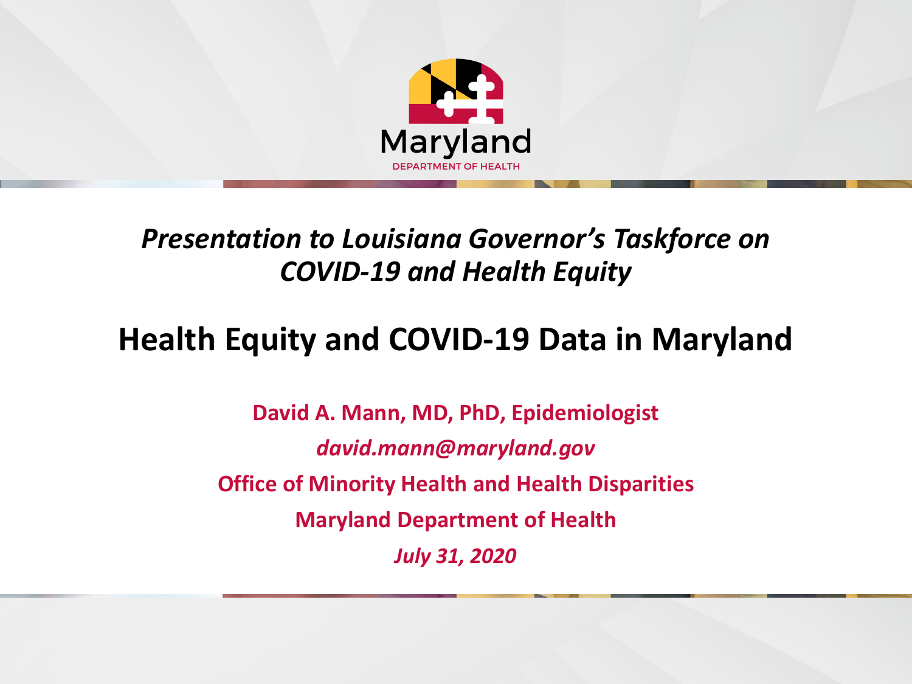Maryland

DEPARTMENT OF HEALTH

*Presentation to Louisiana Governor's Taskforce on COVID-19 and Health Equity*

# Health Equity and COVID-19 Data in Maryland

**David A. Mann, MD, PhD, Epidemiologist**

***david.mann@maryland.gov***

**Office of Minority Health and Health Disparities**

**Maryland Department of Health**

***July 31, 2020***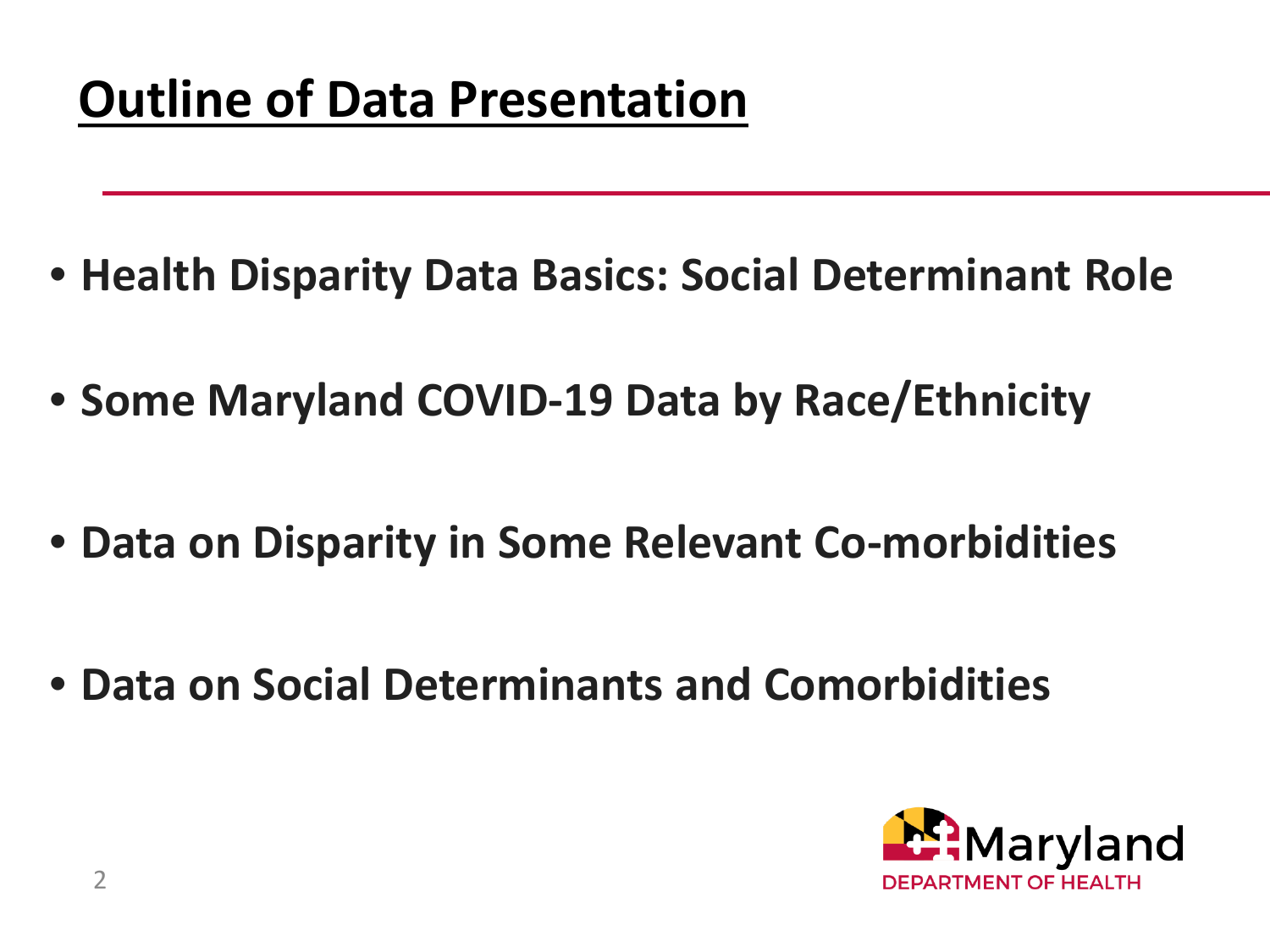# Outline of Data Presentation

- **Health Disparity Data Basics: Social Determinant Role**
- **Some Maryland COVID-19 Data by Race/Ethnicity**
- **Data on Disparity in Some Relevant Co-morbidities**
- **Data on Social Determinants and Comorbidities**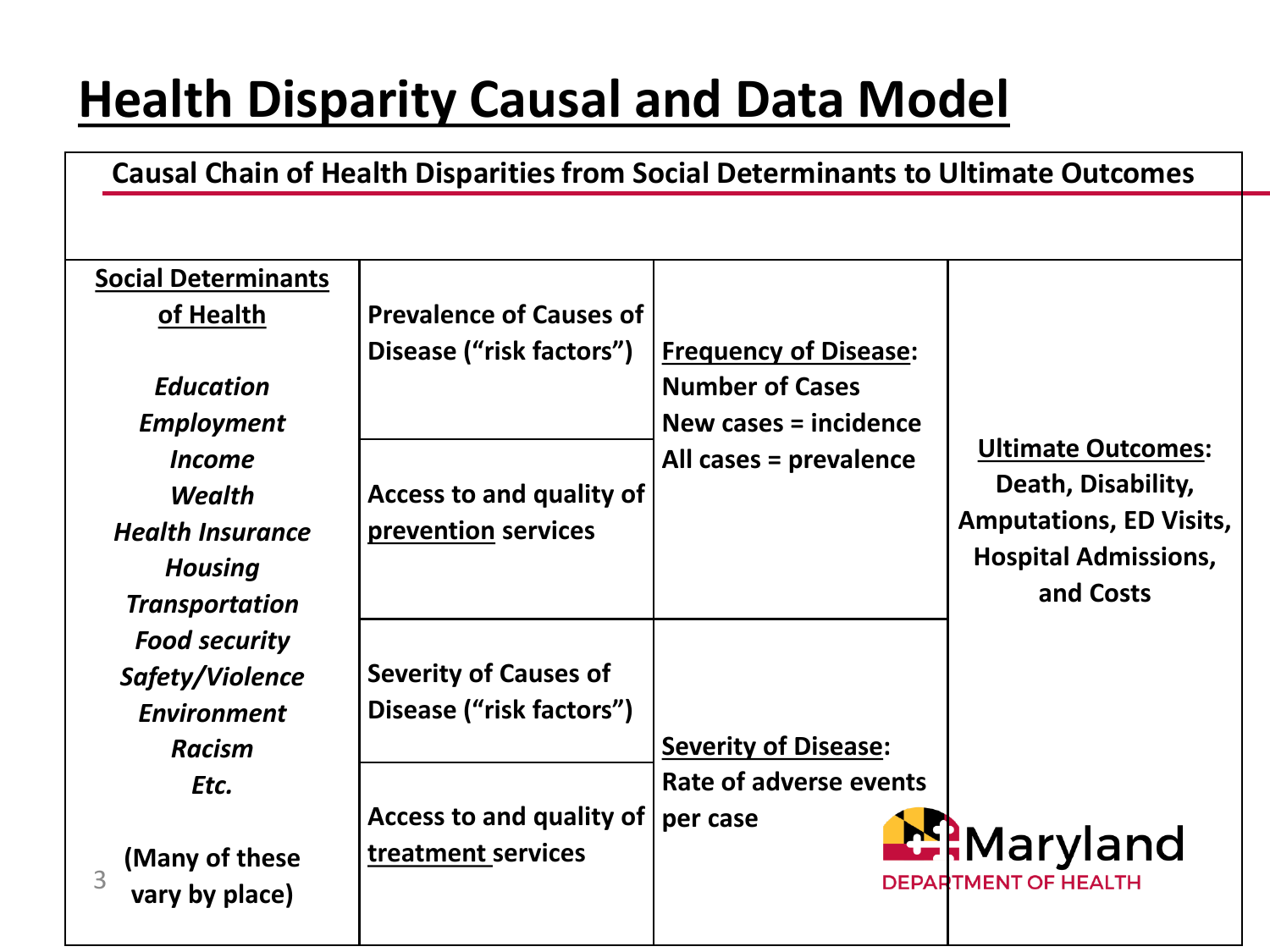# Health Disparity Causal and Data Model

| Causal Chain of Health Disparities from Social Determinants to Ultimate Outcomes | | | |
|---|---|---|---|
| **Social Determinants of Health**<br><br>*Education*<br>*Employment*<br>*Income*<br>*Wealth*<br>*Health Insurance*<br>*Housing*<br>*Transportation*<br>*Food security*<br>*Safety/Violence*<br>*Environment*<br>*Racism*<br>*Etc.*<br><br>(Many of these vary by place) | **Prevalence of Causes of Disease ("risk factors")** | **Frequency of Disease:**<br>Number of Cases<br>New cases = incidence<br>All cases = prevalence | **Ultimate Outcomes:**<br>Death, Disability, Amputations, ED Visits, Hospital Admissions, and Costs |
| | **Access to and quality of prevention services** | | |
| | **Severity of Causes of Disease ("risk factors")** | **Severity of Disease:**<br>Rate of adverse events per case | |
| | **Access to and quality of treatment services** | | |

Maryland DEPARTMENT OF HEALTH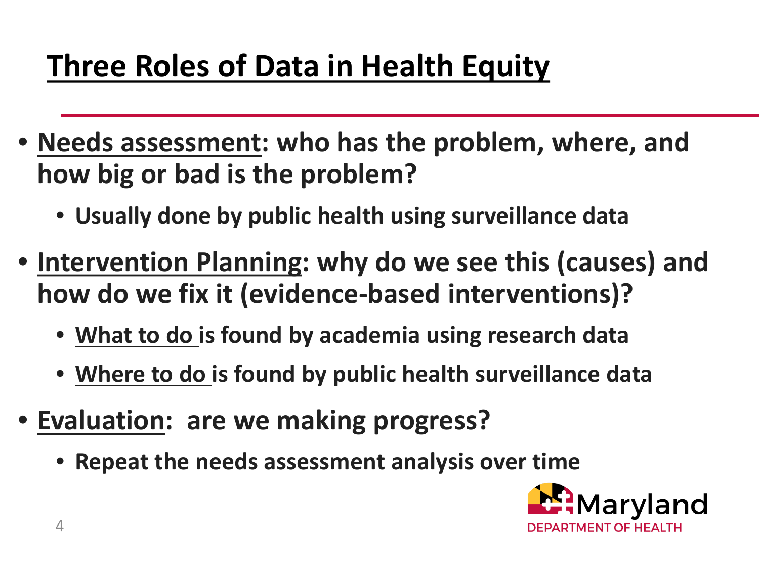# Three Roles of Data in Health Equity

- **Needs assessment: who has the problem, where, and how big or bad is the problem?**
  - **Usually done by public health using surveillance data**
- **Intervention Planning: why do we see this (causes) and how do we fix it (evidence-based interventions)?**
  - **What to do is found by academia using research data**
  - **Where to do is found by public health surveillance data**
- **Evaluation: are we making progress?**
  - **Repeat the needs assessment analysis over time**

Maryland DEPARTMENT OF HEALTH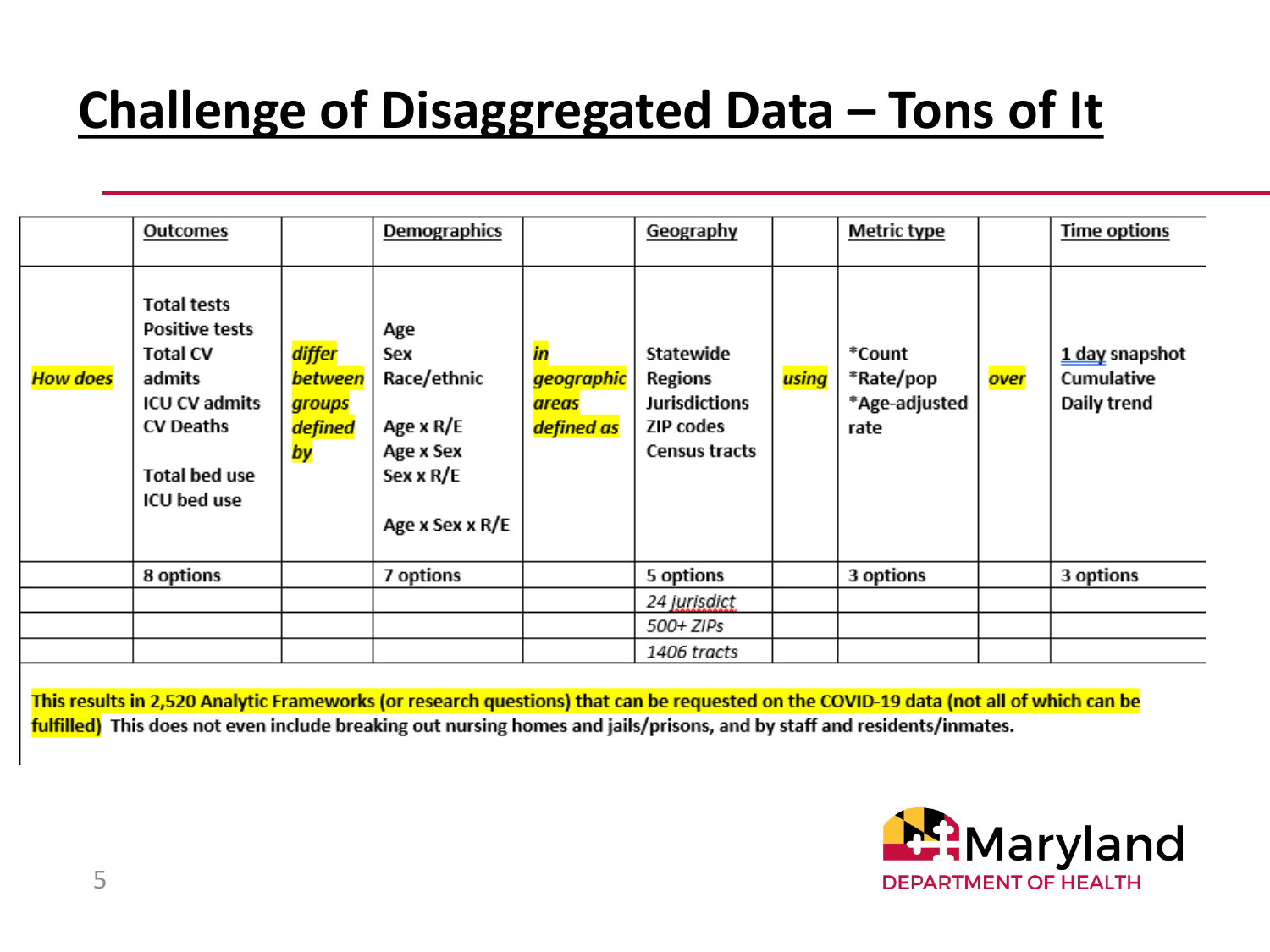# Challenge of Disaggregated Data – Tons of It

| | Outcomes | | Demographics | | Geography | | Metric type | | Time options |
|---|---|---|---|---|---|---|---|---|---|
| *How does* | Total tests<br>Positive tests<br>Total CV admits<br>ICU CV admits<br>CV Deaths<br><br>Total bed use<br>ICU bed use | *differ between groups defined by* | Age<br>Sex<br>Race/ethnic<br><br>Age x R/E<br>Age x Sex<br>Sex x R/E<br><br>Age x Sex x R/E | *in geographic areas defined as* | Statewide<br>Regions<br>Jurisdictions<br>ZIP codes<br>Census tracts | *using* | *Count<br>*Rate/pop<br>*Age-adjusted rate | *over* | 1 day snapshot<br>Cumulative<br>Daily trend |
| | 8 options | | 7 options | | 5 options | | 3 options | | 3 options |
| | | | | | *24 jurisdict* | | | | |
| | | | | | *500+ ZIPs* | | | | |
| | | | | | *1406 tracts* | | | | |

**This results in 2,520 Analytic Frameworks (or research questions) that can be requested on the COVID-19 data (not all of which can be fulfilled)** This does not even include breaking out nursing homes and jails/prisons, and by staff and residents/inmates.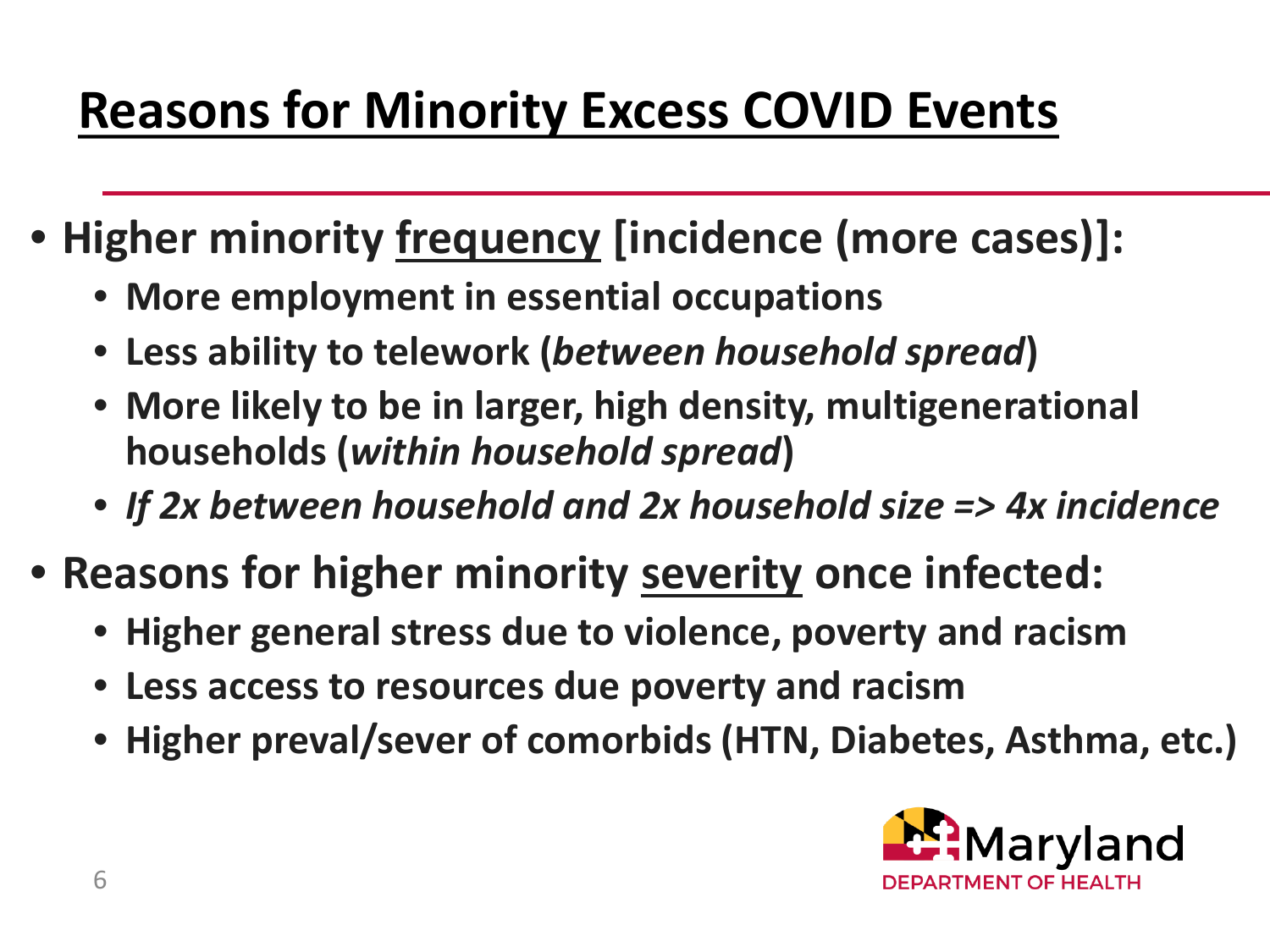# Reasons for Minority Excess COVID Events

- **Higher minority frequency [incidence (more cases)]:**
  - **More employment in essential occupations**
  - **Less ability to telework (*between household spread*)**
  - **More likely to be in larger, high density, multigenerational households (*within household spread*)**
  - ***If 2x between household and 2x household size => 4x incidence***
- **Reasons for higher minority severity once infected:**
  - **Higher general stress due to violence, poverty and racism**
  - **Less access to resources due poverty and racism**
  - **Higher preval/sever of comorbids (HTN, Diabetes, Asthma, etc.)**

Maryland DEPARTMENT OF HEALTH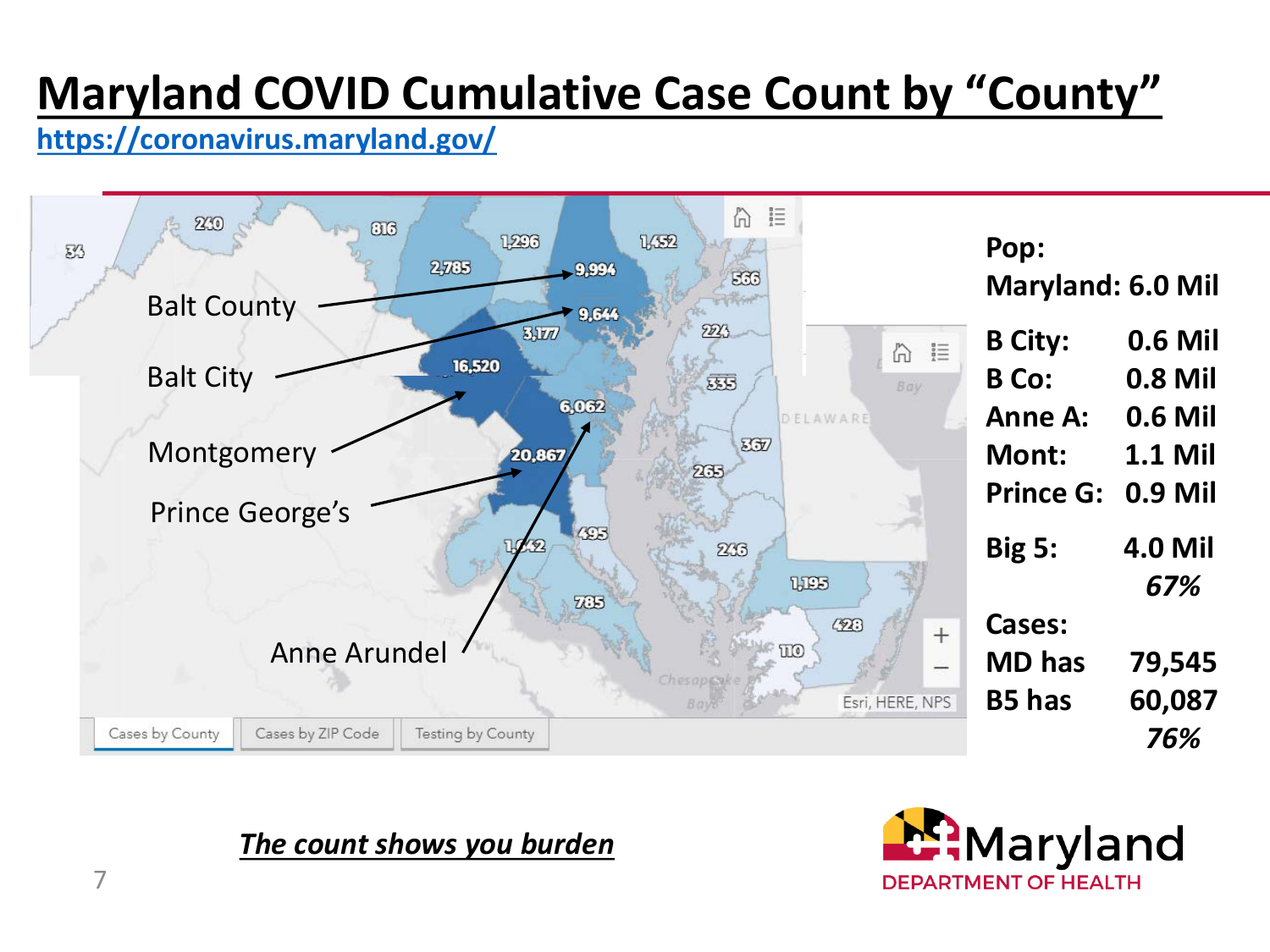# Maryland COVID Cumulative Case Count by "County"

https://coronavirus.maryland.gov/

Balt County

Balt City

Montgomery

Prince George's

Anne Arundel

240 816 1,296 1,452 34 2,785 9,994 566 9,644 3,177 224 16,520 335 6,062 367 20,867 265 495 1,642 246 785 1,195 428 110

Cases by County | Cases by ZIP Code | Testing by County

Esri, HERE, NPS

**Pop:**

**Maryland: 6.0 Mil**

| | |
|---|---|
| **B City:** | **0.6 Mil** |
| **B Co:** | **0.8 Mil** |
| **Anne A:** | **0.6 Mil** |
| **Mont:** | **1.1 Mil** |
| **Prince G:** | **0.9 Mil** |
| **Big 5:** | **4.0 Mil** |
| | ***67%*** |

**Cases:**

| | |
|---|---|
| **MD has** | **79,545** |
| **B5 has** | **60,087** |
| | ***76%*** |

***The count shows you burden***

Maryland DEPARTMENT OF HEALTH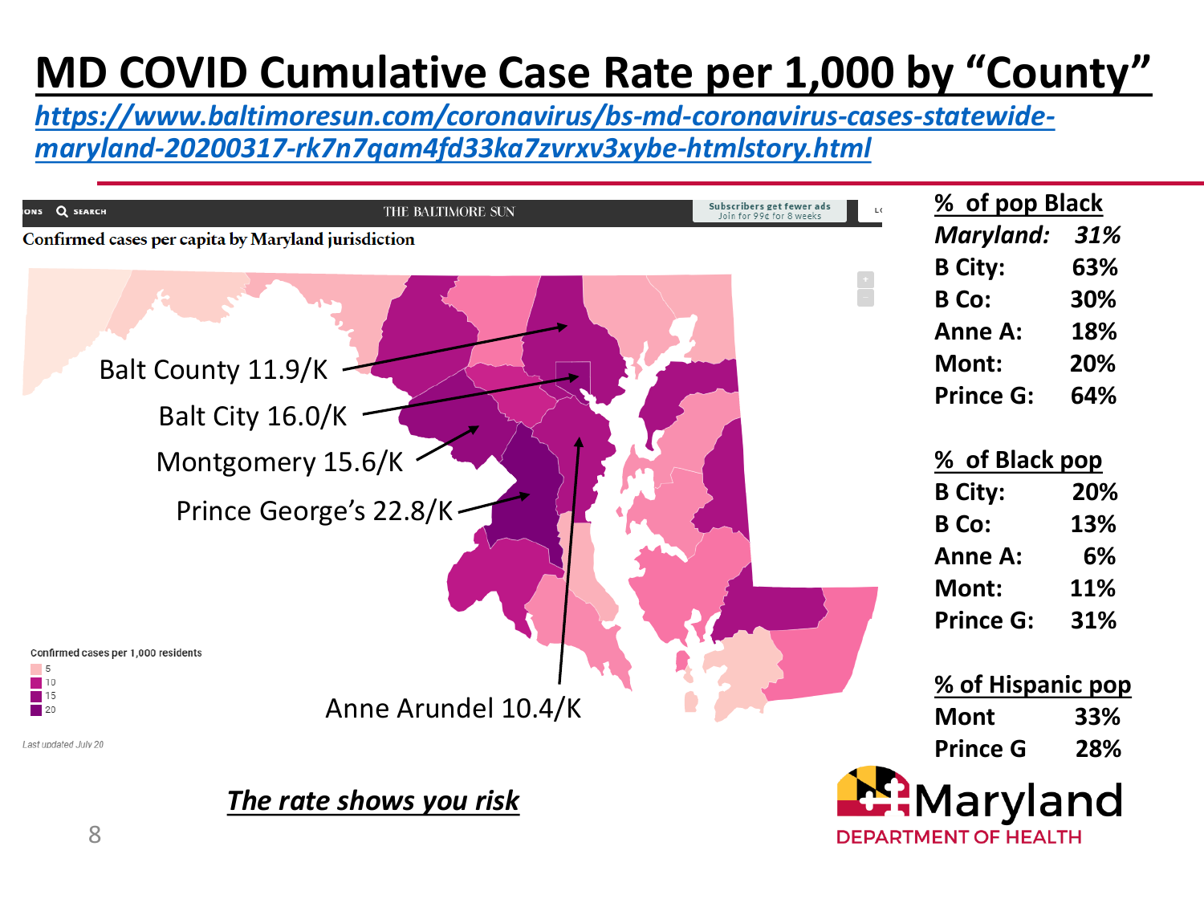# MD COVID Cumulative Case Rate per 1,000 by "County"

*https://www.baltimoresun.com/coronavirus/bs-md-coronavirus-cases-statewide-maryland-20200317-rk7n7qam4fd33ka7zvrxv3xybe-htmlstory.html*

THE BALTIMORE SUN

Confirmed cases per capita by Maryland jurisdiction

- Balt County 11.9/K
- Balt City 16.0/K
- Montgomery 15.6/K
- Prince George's 22.8/K
- Anne Arundel 10.4/K

Confirmed cases per 1,000 residents

- 5
- 10
- 15
- 20

Last updated July 20

***The rate shows you risk***

**% of pop Black**

| | |
|---|---|
| *Maryland:* | *31%* |
| B City: | 63% |
| B Co: | 30% |
| Anne A: | 18% |
| Mont: | 20% |
| Prince G: | 64% |

**% of Black pop**

| | |
|---|---|
| B City: | 20% |
| B Co: | 13% |
| Anne A: | 6% |
| Mont: | 11% |
| Prince G: | 31% |

**% of Hispanic pop**

| | |
|---|---|
| Mont | 33% |
| Prince G | 28% |

Maryland DEPARTMENT OF HEALTH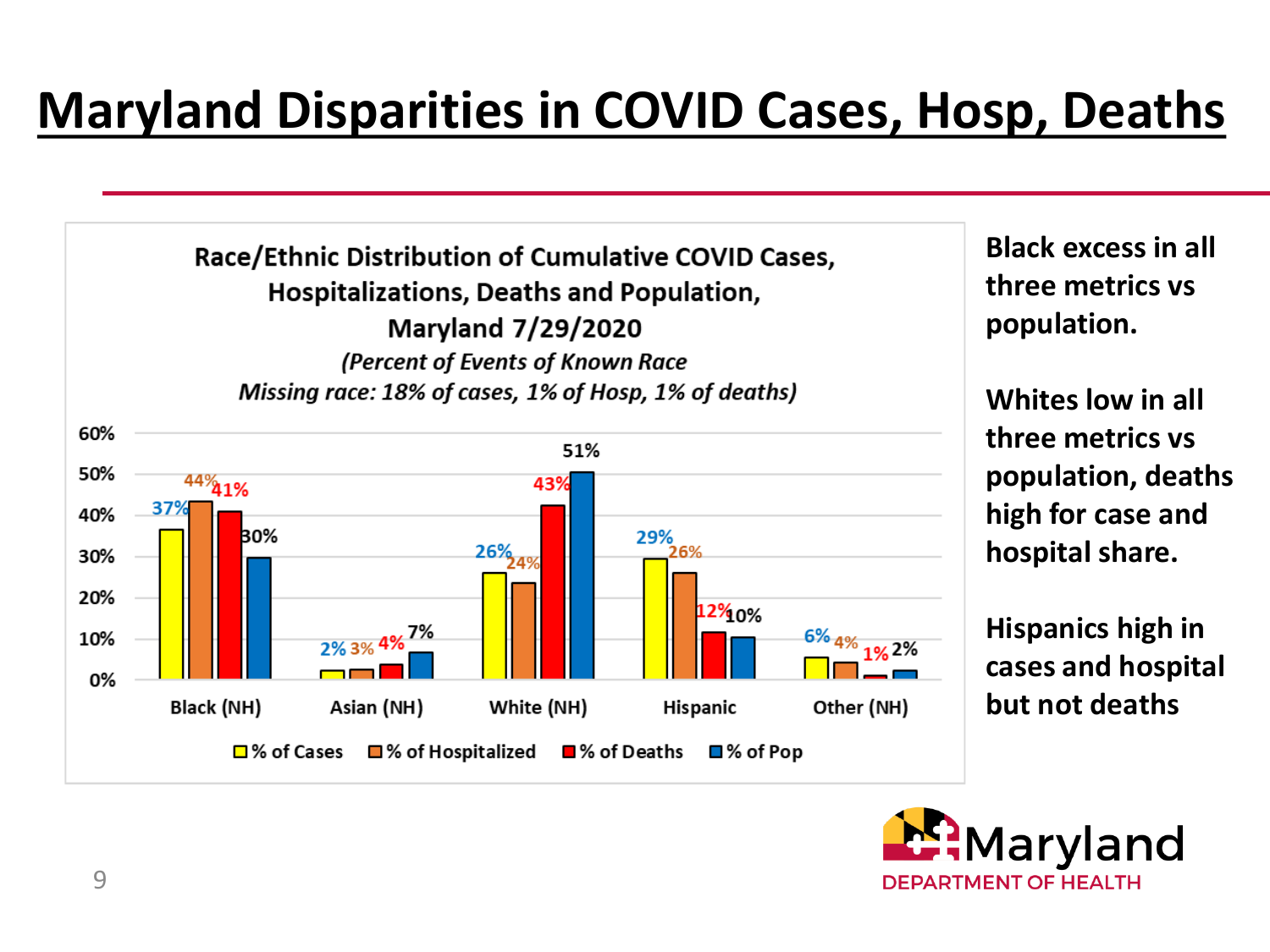# Maryland Disparities in COVID Cases, Hosp, Deaths

**Race/Ethnic Distribution of Cumulative COVID Cases, Hospitalizations, Deaths and Population, Maryland 7/29/2020**

*(Percent of Events of Known Race Missing race: 18% of cases, 1% of Hosp, 1% of deaths)*

| | % of Cases | % of Hospitalized | % of Deaths | % of Pop |
|---|---|---|---|---|
| Black (NH) | 37% | 44% | 41% | 30% |
| Asian (NH) | 2% | 3% | 4% | 7% |
| White (NH) | 26% | 24% | 43% | 51% |
| Hispanic | 29% | 26% | 12% | 10% |
| Other (NH) | 6% | 4% | 1% | 2% |

**Black excess in all three metrics vs population.**

**Whites low in all three metrics vs population, deaths high for case and hospital share.**

**Hispanics high in cases and hospital but not deaths**

Maryland DEPARTMENT OF HEALTH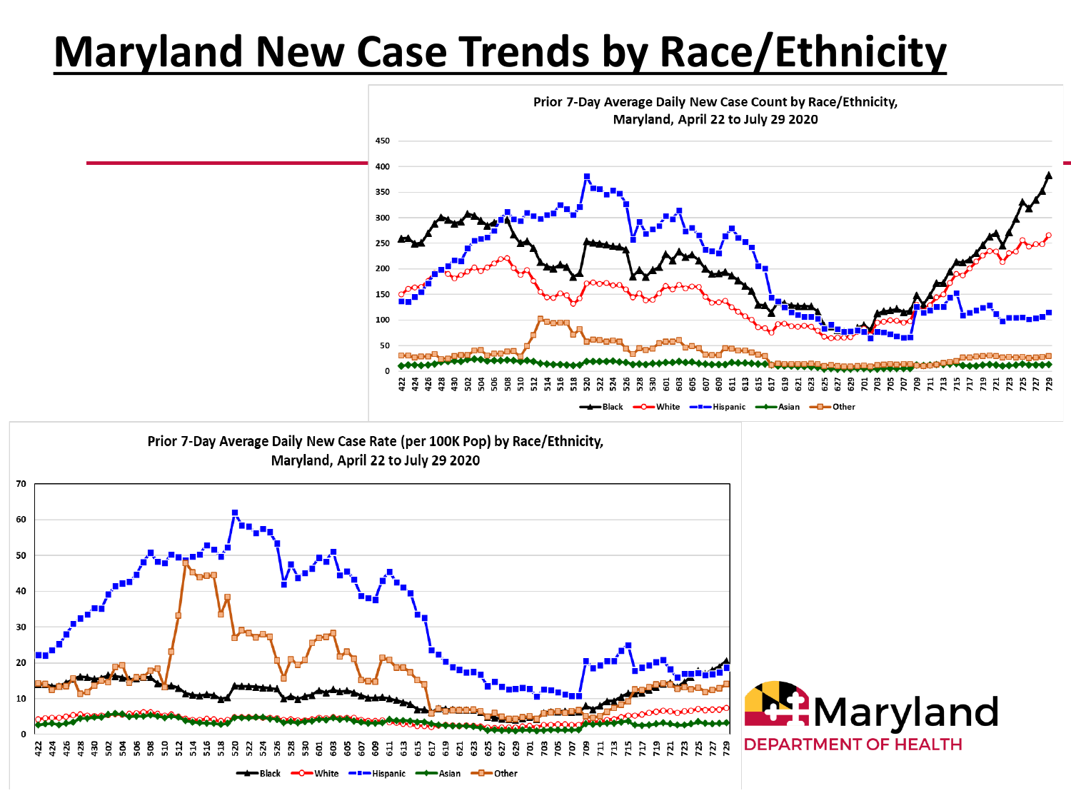# Maryland New Case Trends by Race/Ethnicity

Prior 7-Day Average Daily New Case Count by Race/Ethnicity, Maryland, April 22 to July 29 2020

Prior 7-Day Average Daily New Case Rate (per 100K Pop) by Race/Ethnicity, Maryland, April 22 to July 29 2020

Maryland DEPARTMENT OF HEALTH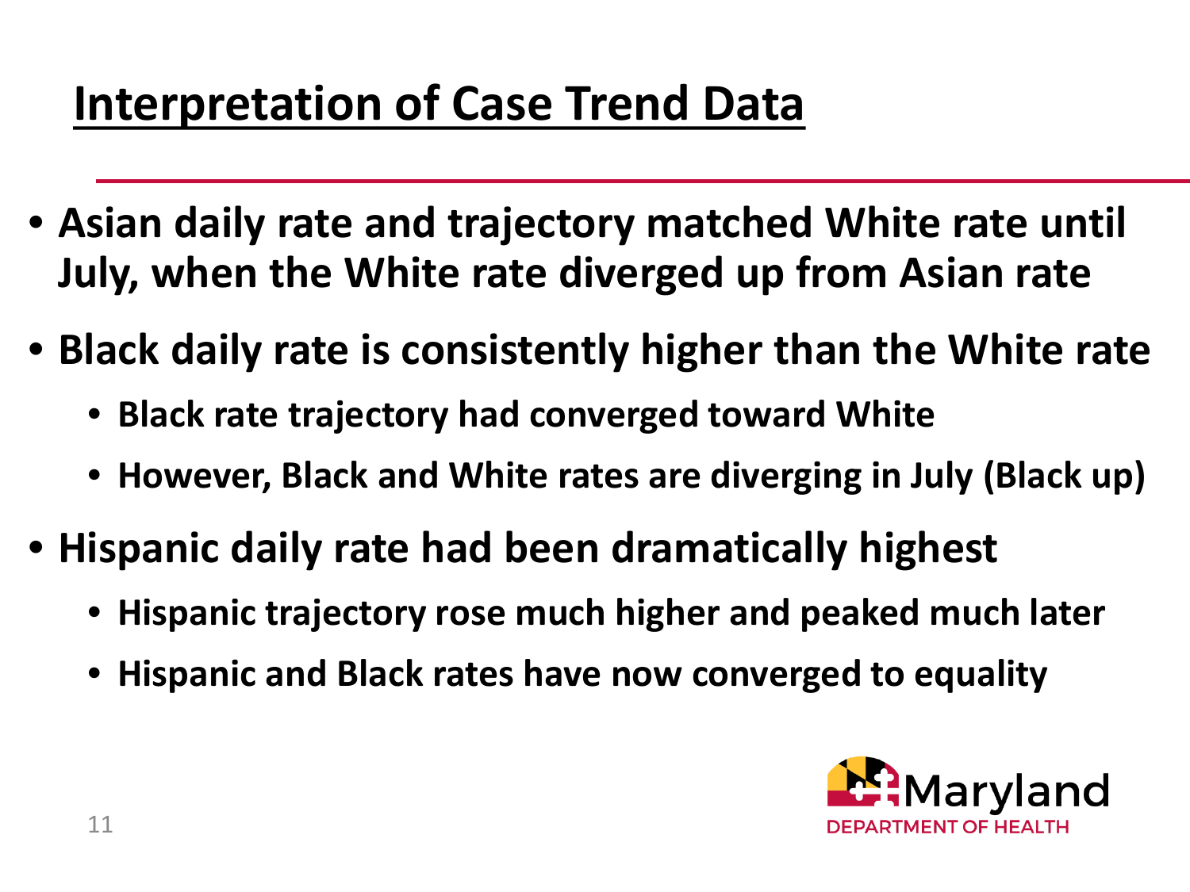# Interpretation of Case Trend Data

- **Asian daily rate and trajectory matched White rate until July, when the White rate diverged up from Asian rate**
- **Black daily rate is consistently higher than the White rate**
  - **Black rate trajectory had converged toward White**
  - **However, Black and White rates are diverging in July (Black up)**
- **Hispanic daily rate had been dramatically highest**
  - **Hispanic trajectory rose much higher and peaked much later**
  - **Hispanic and Black rates have now converged to equality**

Maryland DEPARTMENT OF HEALTH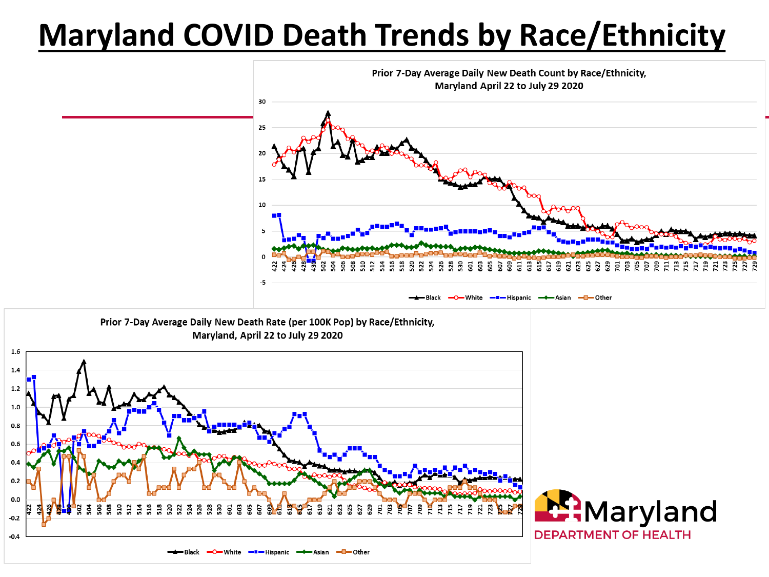# Maryland COVID Death Trends by Race/Ethnicity

Prior 7-Day Average Daily New Death Count by Race/Ethnicity, Maryland April 22 to July 29 2020

Black | White | Hispanic | Asian | Other

Prior 7-Day Average Daily New Death Rate (per 100K Pop) by Race/Ethnicity, Maryland, April 22 to July 29 2020

Black | White | Hispanic | Asian | Other

Maryland DEPARTMENT OF HEALTH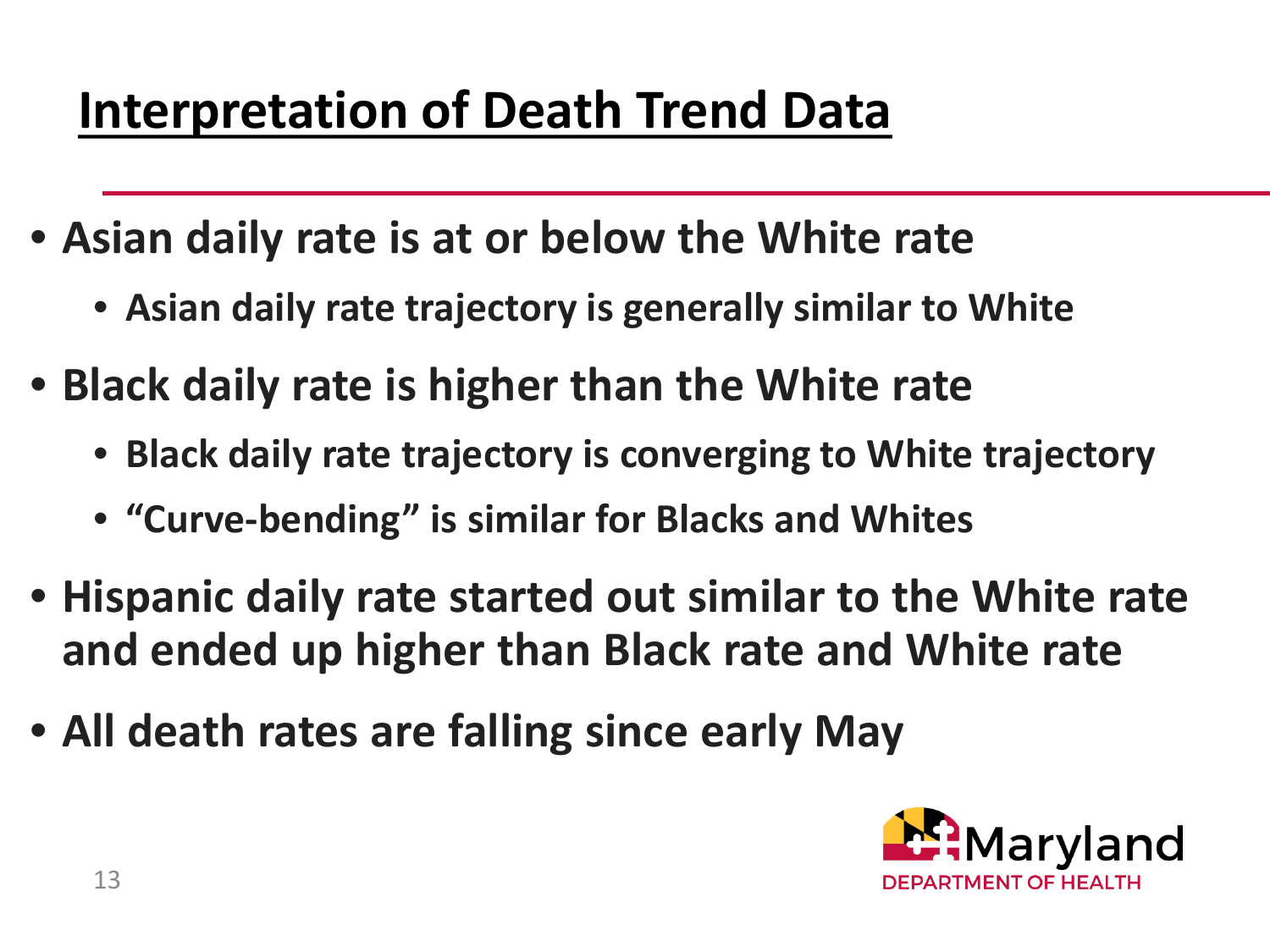# Interpretation of Death Trend Data

- **Asian daily rate is at or below the White rate**
  - **Asian daily rate trajectory is generally similar to White**
- **Black daily rate is higher than the White rate**
  - **Black daily rate trajectory is converging to White trajectory**
  - **"Curve-bending" is similar for Blacks and Whites**
- **Hispanic daily rate started out similar to the White rate and ended up higher than Black rate and White rate**
- **All death rates are falling since early May**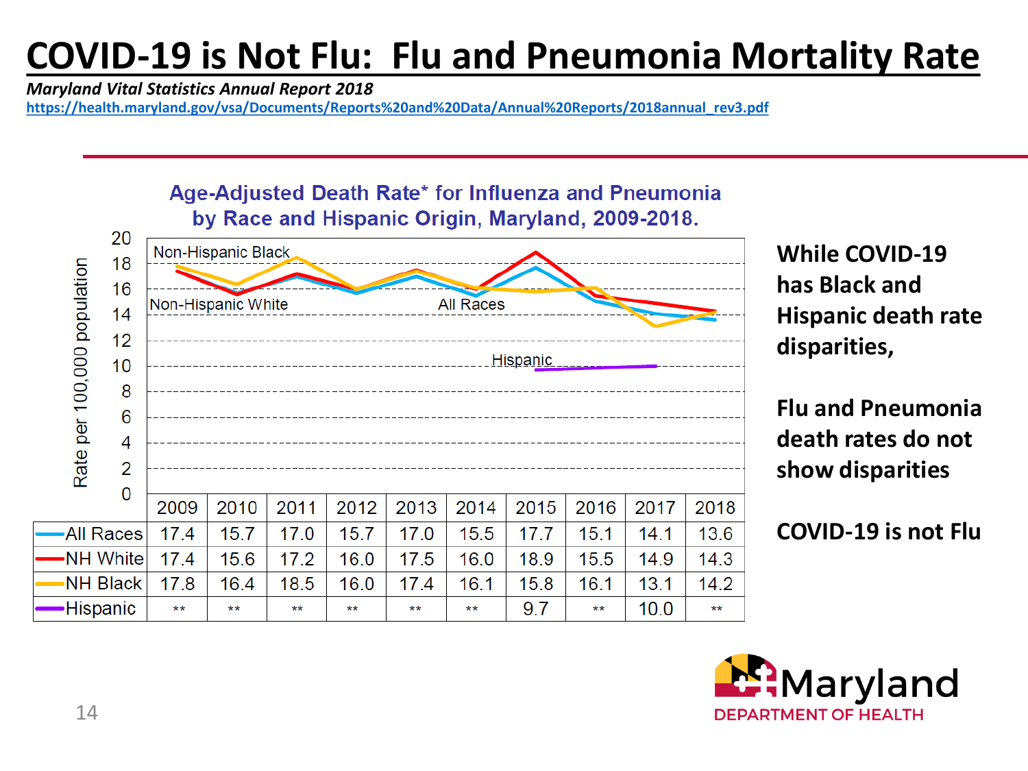# COVID-19 is Not Flu: Flu and Pneumonia Mortality Rate

***Maryland Vital Statistics Annual Report 2018***

https://health.maryland.gov/vsa/Documents/Reports%20and%20Data/Annual%20Reports/2018annual_rev3.pdf

**Age-Adjusted Death Rate* for Influenza and Pneumonia by Race and Hispanic Origin, Maryland, 2009-2018.**

| | 2009 | 2010 | 2011 | 2012 | 2013 | 2014 | 2015 | 2016 | 2017 | 2018 |
|---|---|---|---|---|---|---|---|---|---|---|
| All Races | 17.4 | 15.7 | 17.0 | 15.7 | 17.0 | 15.5 | 17.7 | 15.1 | 14.1 | 13.6 |
| NH White | 17.4 | 15.6 | 17.2 | 16.0 | 17.5 | 16.0 | 18.9 | 15.5 | 14.9 | 14.3 |
| NH Black | 17.8 | 16.4 | 18.5 | 16.0 | 17.4 | 16.1 | 15.8 | 16.1 | 13.1 | 14.2 |
| Hispanic | ** | ** | ** | ** | ** | ** | 9.7 | ** | 10.0 | ** |

**While COVID-19 has Black and Hispanic death rate disparities,**

**Flu and Pneumonia death rates do not show disparities**

**COVID-19 is not Flu**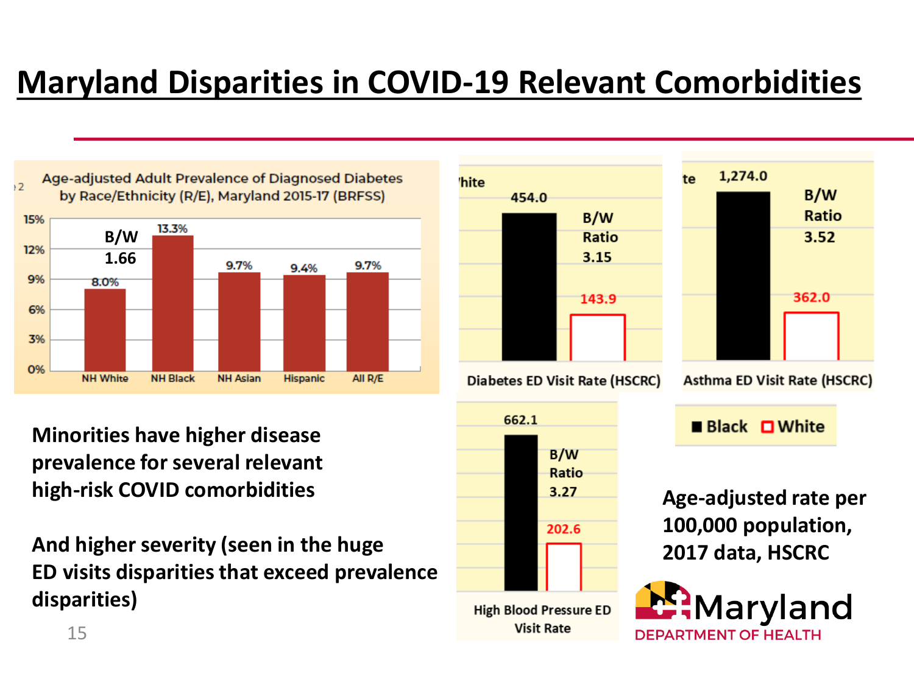# Maryland Disparities in COVID-19 Relevant Comorbidities

**Age-adjusted Adult Prevalence of Diagnosed Diabetes by Race/Ethnicity (R/E), Maryland 2015-17 (BRFSS)**

| R/E | Prevalence |
| --- | --- |
| NH White | 8.0% |
| NH Black | 13.3% |
| NH Asian | 9.7% |
| Hispanic | 9.4% |
| All R/E | 9.7% |

B/W 1.66

| Measure | Black | White | B/W Ratio |
| --- | --- | --- | --- |
| Diabetes ED Visit Rate (HSCRC) | 454.0 | 143.9 | 3.15 |
| Asthma ED Visit Rate (HSCRC) | 1,274.0 | 362.0 | 3.52 |
| High Blood Pressure ED Visit Rate | 662.1 | 202.6 | 3.27 |

**Minorities have higher disease prevalence for several relevant high-risk COVID comorbidities**

**And higher severity (seen in the huge ED visits disparities that exceed prevalence disparities)**

**Age-adjusted rate per 100,000 population, 2017 data, HSCRC**

Maryland DEPARTMENT OF HEALTH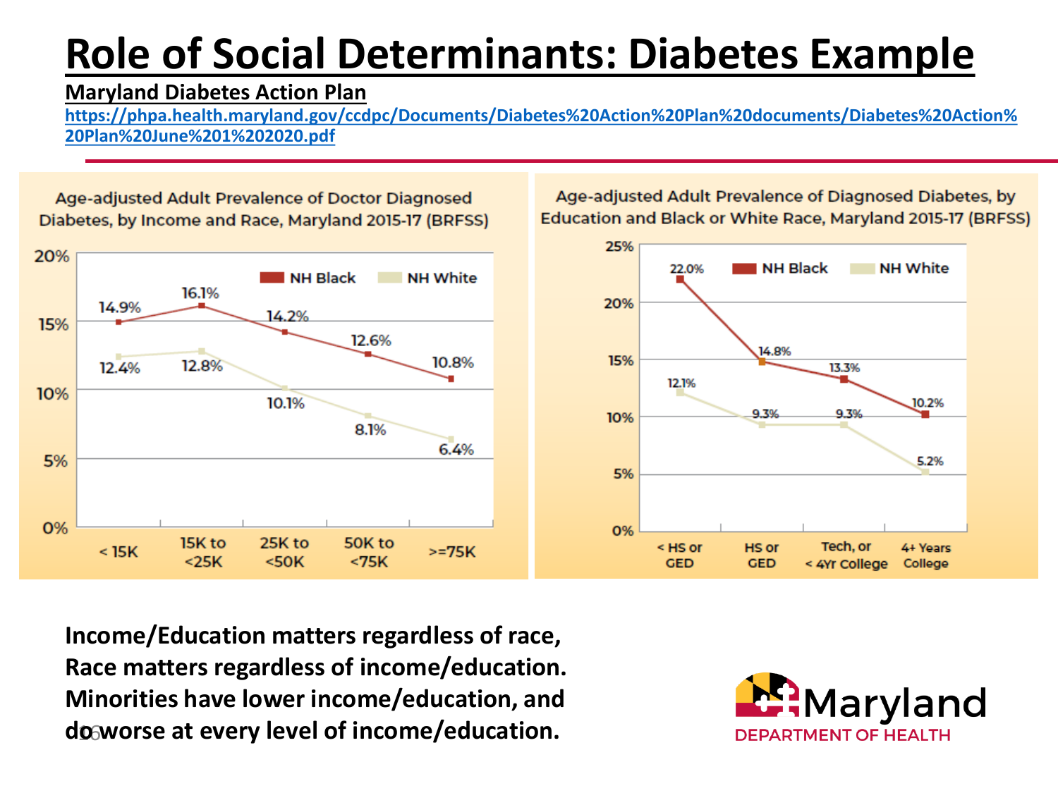# Role of Social Determinants: Diabetes Example

**Maryland Diabetes Action Plan**

https://phpa.health.maryland.gov/ccdpc/Documents/Diabetes%20Action%20Plan%20documents/Diabetes%20Action%20Plan%20June%201%202020.pdf

**Age-adjusted Adult Prevalence of Doctor Diagnosed Diabetes, by Income and Race, Maryland 2015-17 (BRFSS)**

| Income | NH Black | NH White |
|---|---|---|
| < 15K | 14.9% | 12.4% |
| 15K to <25K | 16.1% | 12.8% |
| 25K to <50K | 14.2% | 10.1% |
| 50K to <75K | 12.6% | 8.1% |
| >=75K | 10.8% | 6.4% |

**Age-adjusted Adult Prevalence of Diagnosed Diabetes, by Education and Black or White Race, Maryland 2015-17 (BRFSS)**

| Education | NH Black | NH White |
|---|---|---|
| < HS or GED | 22.0% | 12.1% |
| HS or GED | 14.8% | 9.3% |
| Tech, or < 4Yr College | 13.3% | 9.3% |
| 4+ Years College | 10.2% | 5.2% |

**Income/Education matters regardless of race,**
**Race matters regardless of income/education.**
**Minorities have lower income/education, and do worse at every level of income/education.**

Maryland DEPARTMENT OF HEALTH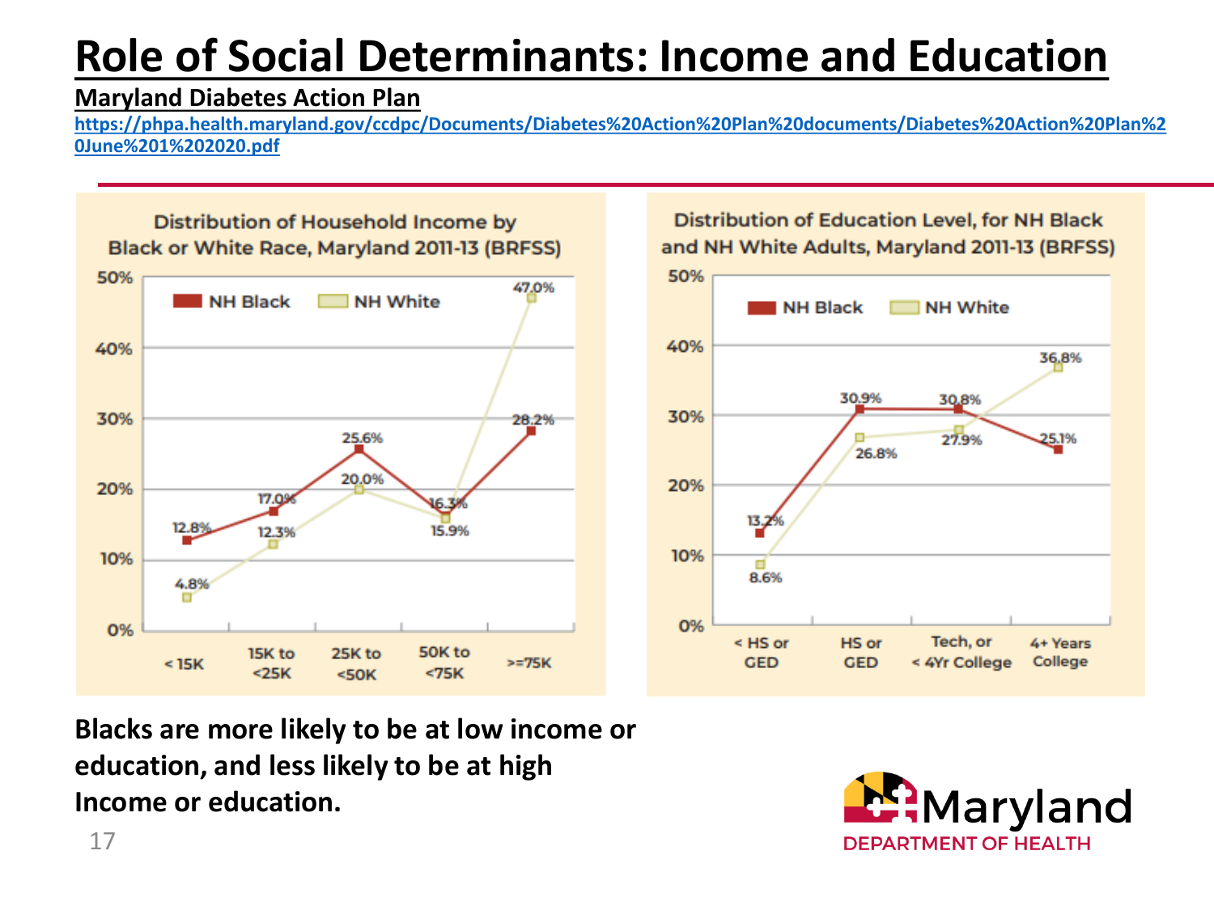# Role of Social Determinants: Income and Education

**Maryland Diabetes Action Plan**

https://phpa.health.maryland.gov/ccdpc/Documents/Diabetes%20Action%20Plan%20documents/Diabetes%20Action%20Plan%20June%201%202020.pdf

**Distribution of Household Income by Black or White Race, Maryland 2011-13 (BRFSS)**

| Household Income | NH Black | NH White |
| --- | --- | --- |
| < 15K | 12.8% | 4.8% |
| 15K to <25K | 17.0% | 12.3% |
| 25K to <50K | 25.6% | 20.0% |
| 50K to <75K | 16.3% | 15.9% |
| >=75K | 28.2% | 47.0% |

**Distribution of Education Level, for NH Black and NH White Adults, Maryland 2011-13 (BRFSS)**

| Education Level | NH Black | NH White |
| --- | --- | --- |
| < HS or GED | 13.2% | 8.6% |
| HS or GED | 30.9% | 26.8% |
| Tech, or < 4Yr College | 30.8% | 27.9% |
| 4+ Years College | 25.1% | 36.8% |

**Blacks are more likely to be at low income or education, and less likely to be at high Income or education.**

Maryland DEPARTMENT OF HEALTH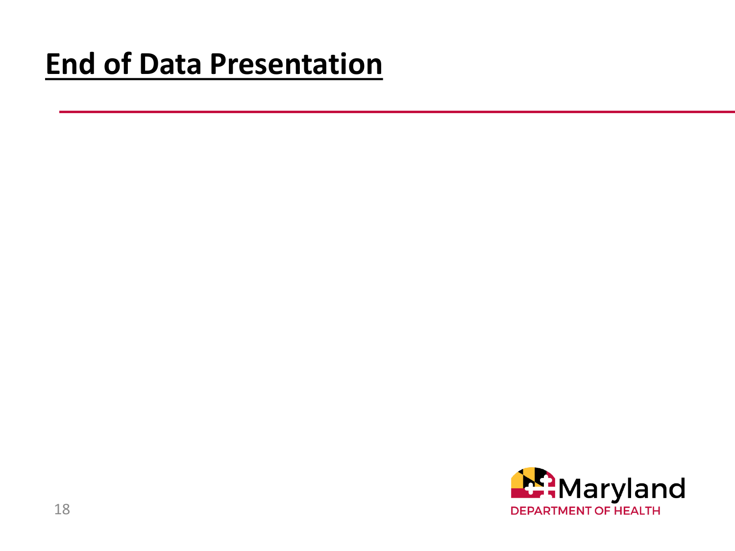# End of Data Presentation